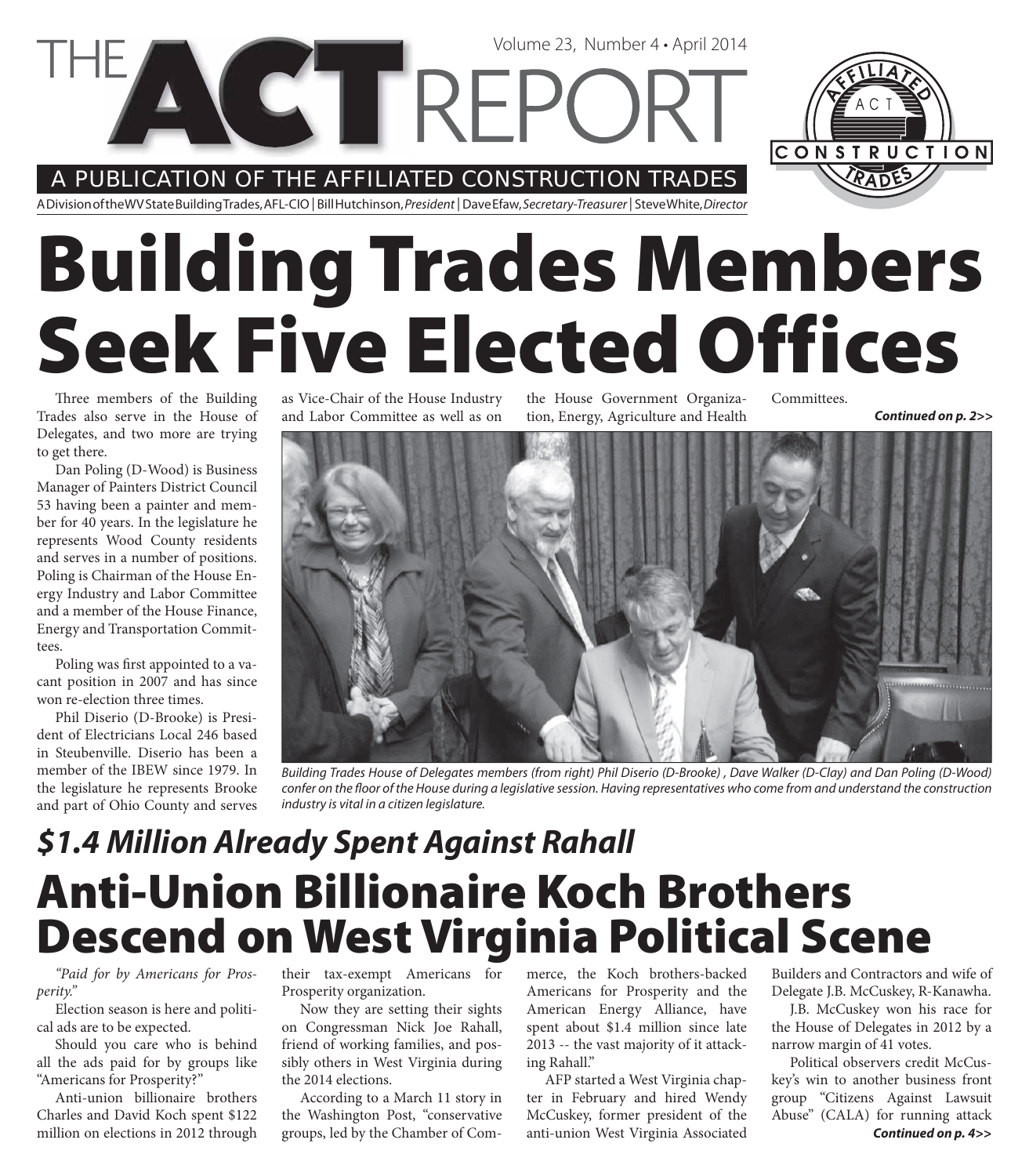# THE ACT REPORT

Volume 23, Number 4 • April 2014

A PUBLICATION OF THE AFFILIATED CONSTRUCTION TRADES

A Division of the WV State Building Trades, AFL-CIO | Bill Hutchinson, *President* | Dave Efaw, *Secretary-Treasurer* | Steve White, *Director*

# Building Trades Members Seek Five Elected Offices

Three members of the Building Trades also serve in the House of Delegates, and two more are trying to get there.

Dan Poling (D-Wood) is Business Manager of Painters District Council 53 having been a painter and member for 40 years. In the legislature he represents Wood County residents and serves in a number of positions. Poling is Chairman of the House Energy Industry and Labor Committee and a member of the House Finance, Energy and Transportation Committees.

Poling was first appointed to a vacant position in 2007 and has since won re-election three times.

Phil Diserio (D-Brooke) is President of Electricians Local 246 based in Steubenville. Diserio has been a member of the IBEW since 1979. In the legislature he represents Brooke and part of Ohio County and serves as Vice-Chair of the House Industry and Labor Committee as well as on the House Government Organization, Energy, Agriculture and Health Committees.

***Continued on p. 2>>***

*Building Trades House of Delegates members (from right) Phil Diserio (D-Brooke) , Dave Walker (D-Clay) and Dan Poling (D-Wood) confer on the floor of the House during a legislative session. Having representatives who come from and understand the construction industry is vital in a citizen legislature.*

## *$1.4 Million Already Spent Against Rahall*

# Anti-Union Billionaire Koch Brothers Descend on West Virginia Political Scene

*"Paid for by Americans for Prosperity."*

Election season is here and political ads are to be expected.

Should you care who is behind all the ads paid for by groups like "Americans for Prosperity?"

Anti-union billionaire brothers Charles and David Koch spent $122 million on elections in 2012 through their tax-exempt Americans for Prosperity organization.

Now they are setting their sights on Congressman Nick Joe Rahall, friend of working families, and possibly others in West Virginia during the 2014 elections.

According to a March 11 story in the Washington Post, "conservative groups, led by the Chamber of Commerce, the Koch brothers-backed Americans for Prosperity and the American Energy Alliance, have spent about $1.4 million since late 2013 -- the vast majority of it attacking Rahall."

AFP started a West Virginia chapter in February and hired Wendy McCuskey, former president of the anti-union West Virginia Associated Builders and Contractors and wife of Delegate J.B. McCuskey, R-Kanawha.

J.B. McCuskey won his race for the House of Delegates in 2012 by a narrow margin of 41 votes.

Political observers credit McCuskey's win to another business front group "Citizens Against Lawsuit Abuse" (CALA) for running attack

***Continued on p. 4>>***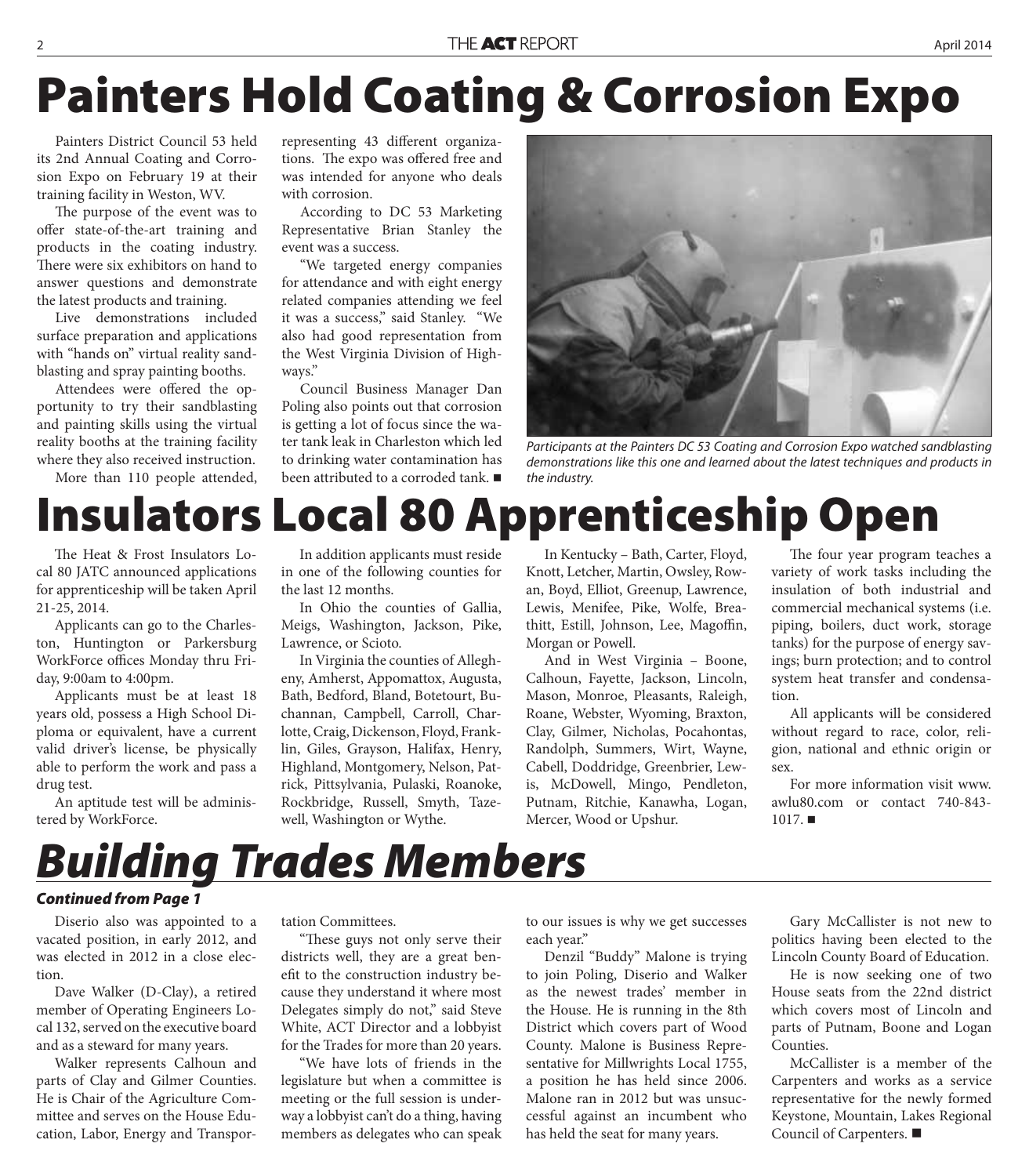# Painters Hold Coating & Corrosion Expo

Painters District Council 53 held its 2nd Annual Coating and Corrosion Expo on February 19 at their training facility in Weston, WV.

The purpose of the event was to offer state-of-the-art training and products in the coating industry. There were six exhibitors on hand to answer questions and demonstrate the latest products and training.

Live demonstrations included surface preparation and applications with "hands on" virtual reality sandblasting and spray painting booths.

Attendees were offered the opportunity to try their sandblasting and painting skills using the virtual reality booths at the training facility where they also received instruction.

More than 110 people attended, representing 43 different organizations. The expo was offered free and was intended for anyone who deals with corrosion.

According to DC 53 Marketing Representative Brian Stanley the event was a success.

"We targeted energy companies for attendance and with eight energy related companies attending we feel it was a success," said Stanley. "We also had good representation from the West Virginia Division of Highways."

Council Business Manager Dan Poling also points out that corrosion is getting a lot of focus since the water tank leak in Charleston which led to drinking water contamination has been attributed to a corroded tank. ■

*Participants at the Painters DC 53 Coating and Corrosion Expo watched sandblasting demonstrations like this one and learned about the latest techniques and products in the industry.*

# Insulators Local 80 Apprenticeship Open

The Heat & Frost Insulators Local 80 JATC announced applications for apprenticeship will be taken April 21-25, 2014.

Applicants can go to the Charleston, Huntington or Parkersburg WorkForce offices Monday thru Friday, 9:00am to 4:00pm.

Applicants must be at least 18 years old, possess a High School Diploma or equivalent, have a current valid driver's license, be physically able to perform the work and pass a drug test.

An aptitude test will be administered by WorkForce.

In addition applicants must reside in one of the following counties for the last 12 months.

In Ohio the counties of Gallia, Meigs, Washington, Jackson, Pike, Lawrence, or Scioto.

In Virginia the counties of Allegheny, Amherst, Appomattox, Augusta, Bath, Bedford, Bland, Botetourt, Buchannan, Campbell, Carroll, Charlotte, Craig, Dickenson, Floyd, Franklin, Giles, Grayson, Halifax, Henry, Highland, Montgomery, Nelson, Patrick, Pittsylvania, Pulaski, Roanoke, Rockbridge, Russell, Smyth, Tazewell, Washington or Wythe.

In Kentucky – Bath, Carter, Floyd, Knott, Letcher, Martin, Owsley, Rowan, Boyd, Elliot, Greenup, Lawrence, Lewis, Menifee, Pike, Wolfe, Breathitt, Estill, Johnson, Lee, Magoffin, Morgan or Powell.

And in West Virginia – Boone, Calhoun, Fayette, Jackson, Lincoln, Mason, Monroe, Pleasants, Raleigh, Roane, Webster, Wyoming, Braxton, Clay, Gilmer, Nicholas, Pocahontas, Randolph, Summers, Wirt, Wayne, Cabell, Doddridge, Greenbrier, Lewis, McDowell, Mingo, Pendleton, Putnam, Ritchie, Kanawha, Logan, Mercer, Wood or Upshur.

The four year program teaches a variety of work tasks including the insulation of both industrial and commercial mechanical systems (i.e. piping, boilers, duct work, storage tanks) for the purpose of energy savings; burn protection; and to control system heat transfer and condensation.

All applicants will be considered without regard to race, color, religion, national and ethnic origin or sex.

For more information visit www.awlu80.com or contact 740-843-1017. ■

# *Building Trades Members*

***Continued from Page 1***

Diserio also was appointed to a vacated position, in early 2012, and was elected in 2012 in a close election.

Dave Walker (D-Clay), a retired member of Operating Engineers Local 132, served on the executive board and as a steward for many years.

Walker represents Calhoun and parts of Clay and Gilmer Counties. He is Chair of the Agriculture Committee and serves on the House Education, Labor, Energy and Transportation Committees.

"These guys not only serve their districts well, they are a great benefit to the construction industry because they understand it where most Delegates simply do not," said Steve White, ACT Director and a lobbyist for the Trades for more than 20 years.

"We have lots of friends in the legislature but when a committee is meeting or the full session is underway a lobbyist can't do a thing, having members as delegates who can speak to our issues is why we get successes each year."

Denzil "Buddy" Malone is trying to join Poling, Diserio and Walker as the newest trades' member in the House. He is running in the 8th District which covers part of Wood County. Malone is Business Representative for Millwrights Local 1755, a position he has held since 2006. Malone ran in 2012 but was unsuccessful against an incumbent who has held the seat for many years.

Gary McCallister is not new to politics having been elected to the Lincoln County Board of Education.

He is now seeking one of two House seats from the 22nd district which covers most of Lincoln and parts of Putnam, Boone and Logan Counties.

McCallister is a member of the Carpenters and works as a service representative for the newly formed Keystone, Mountain, Lakes Regional Council of Carpenters. ■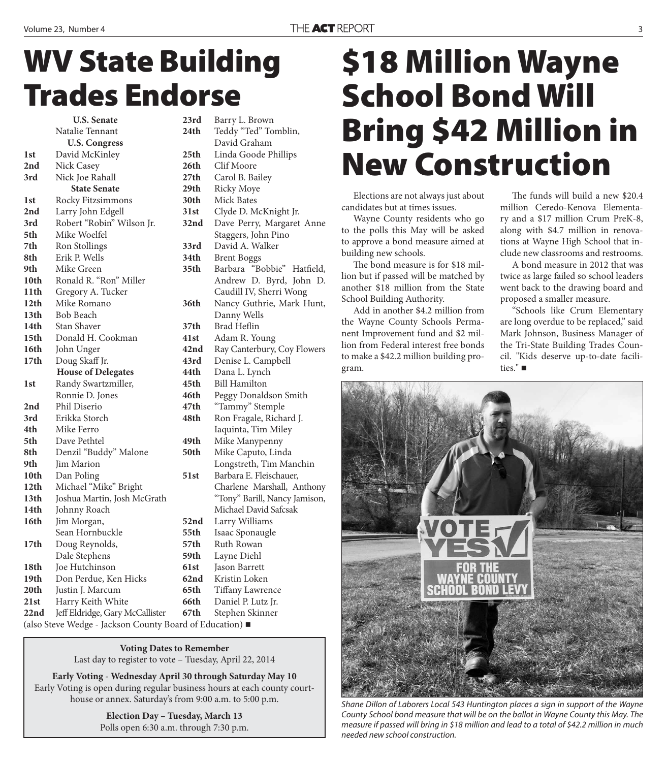# WV State Building Trades Endorse

**U.S. Senate**
Natalie Tennant

**U.S. Congress**

| | |
|---|---|
| **1st** | David McKinley |
| **2nd** | Nick Casey |
| **3rd** | Nick Joe Rahall |

**State Senate**

| | |
|---|---|
| **1st** | Rocky Fitzsimmons |
| **2nd** | Larry John Edgell |
| **3rd** | Robert "Robin" Wilson Jr. |
| **5th** | Mike Woelfel |
| **7th** | Ron Stollings |
| **8th** | Erik P. Wells |
| **9th** | Mike Green |
| **10th** | Ronald R. "Ron" Miller |
| **11th** | Gregory A. Tucker |
| **12th** | Mike Romano |
| **13th** | Bob Beach |
| **14th** | Stan Shaver |
| **15th** | Donald H. Cookman |
| **16th** | John Unger |
| **17th** | Doug Skaff Jr. |

**House of Delegates**

| | |
|---|---|
| **1st** | Randy Swartzmiller, Ronnie D. Jones |
| **2nd** | Phil Diserio |
| **3rd** | Erikka Storch |
| **4th** | Mike Ferro |
| **5th** | Dave Pethtel |
| **8th** | Denzil "Buddy" Malone |
| **9th** | Jim Marion |
| **10th** | Dan Poling |
| **12th** | Michael "Mike" Bright |
| **13th** | Joshua Martin, Josh McGrath |
| **14th** | Johnny Roach |
| **16th** | Jim Morgan, Sean Hornbuckle |
| **17th** | Doug Reynolds, Dale Stephens |
| **18th** | Joe Hutchinson |
| **19th** | Don Perdue, Ken Hicks |
| **20th** | Justin J. Marcum |
| **21st** | Harry Keith White |
| **22nd** | Jeff Eldridge, Gary McCallister |
| **23rd** | Barry L. Brown |
| **24th** | Teddy "Ted" Tomblin, David Graham |
| **25th** | Linda Goode Phillips |
| **26th** | Clif Moore |
| **27th** | Carol B. Bailey |
| **29th** | Ricky Moye |
| **30th** | Mick Bates |
| **31st** | Clyde D. McKnight Jr. |
| **32nd** | Dave Perry, Margaret Anne Staggers, John Pino |
| **33rd** | David A. Walker |
| **34th** | Brent Boggs |
| **35th** | Barbara "Bobbie" Hatfield, Andrew D. Byrd, John D. Caudill IV, Sherri Wong |
| **36th** | Nancy Guthrie, Mark Hunt, Danny Wells |
| **37th** | Brad Heflin |
| **41st** | Adam R. Young |
| **42nd** | Ray Canterbury, Coy Flowers |
| **43rd** | Denise L. Campbell |
| **44th** | Dana L. Lynch |
| **45th** | Bill Hamilton |
| **46th** | Peggy Donaldson Smith |
| **47th** | "Tammy" Stemple |
| **48th** | Ron Fragale, Richard J. Iaquinta, Tim Miley |
| **49th** | Mike Manypenny |
| **50th** | Mike Caputo, Linda Longstreth, Tim Manchin |
| **51st** | Barbara E. Fleischauer, Charlene Marshall, Anthony "Tony" Barill, Nancy Jamison, Michael David Safcsak |
| **52nd** | Larry Williams |
| **55th** | Isaac Sponaugle |
| **57th** | Ruth Rowan |
| **59th** | Layne Diehl |
| **61st** | Jason Barrett |
| **62nd** | Kristin Loken |
| **65th** | Tiffany Lawrence |
| **66th** | Daniel P. Lutz Jr. |
| **67th** | Stephen Skinner |

(also Steve Wedge - Jackson County Board of Education) ■

**Voting Dates to Remember**

Last day to register to vote – Tuesday, April 22, 2014

**Early Voting - Wednesday April 30 through Saturday May 10**

Early Voting is open during regular business hours at each county courthouse or annex. Saturday's from 9:00 a.m. to 5:00 p.m.

**Election Day – Tuesday, March 13**

Polls open 6:30 a.m. through 7:30 p.m.

# $18 Million Wayne School Bond Will Bring $42 Million in New Construction

Elections are not always just about candidates but at times issues.

Wayne County residents who go to the polls this May will be asked to approve a bond measure aimed at building new schools.

The bond measure is for $18 million but if passed will be matched by another $18 million from the State School Building Authority.

Add in another $4.2 million from the Wayne County Schools Permanent Improvement fund and $2 million from Federal interest free bonds to make a $42.2 million building program.

The funds will build a new $20.4 million Ceredo-Kenova Elementary and a $17 million Crum PreK-8, along with $4.7 million in renovations at Wayne High School that include new classrooms and restrooms.

A bond measure in 2012 that was twice as large failed so school leaders went back to the drawing board and proposed a smaller measure.

"Schools like Crum Elementary are long overdue to be replaced," said Mark Johnson, Business Manager of the Tri-State Building Trades Council. "Kids deserve up-to-date facilities." ■

*Shane Dillon of Laborers Local 543 Huntington places a sign in support of the Wayne County School bond measure that will be on the ballot in Wayne County this May. The measure if passed will bring in $18 million and lead to a total of $42.2 million in much needed new school construction.*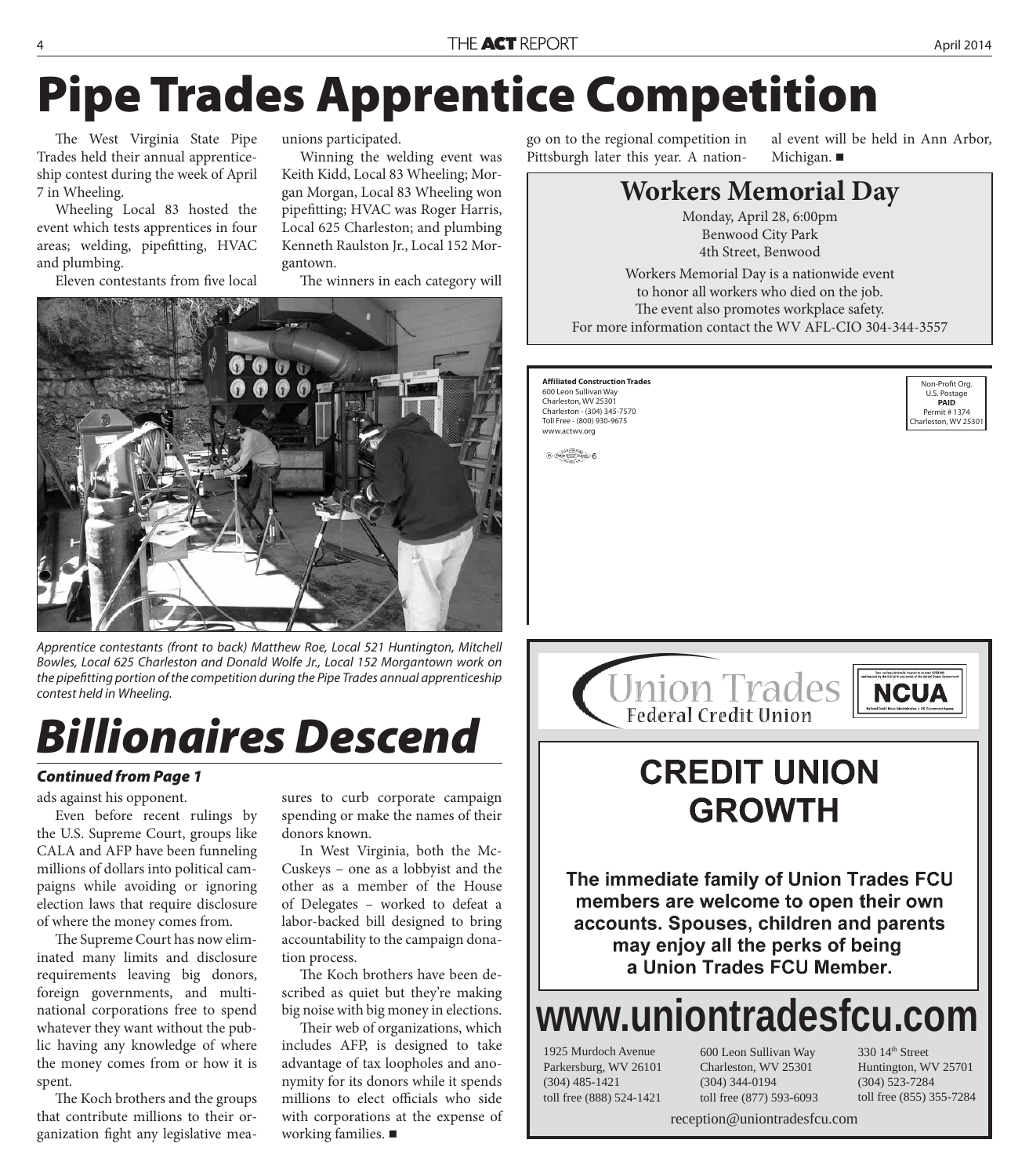# Pipe Trades Apprentice Competition

The West Virginia State Pipe Trades held their annual apprenticeship contest during the week of April 7 in Wheeling.

Wheeling Local 83 hosted the event which tests apprentices in four areas; welding, pipefitting, HVAC and plumbing.

Eleven contestants from five local unions participated.

Winning the welding event was Keith Kidd, Local 83 Wheeling; Morgan Morgan, Local 83 Wheeling won pipefitting; HVAC was Roger Harris, Local 625 Charleston; and plumbing Kenneth Raulston Jr., Local 152 Morgantown.

The winners in each category will go on to the regional competition in Pittsburgh later this year. A national event will be held in Ann Arbor, Michigan. ■

*Apprentice contestants (front to back) Matthew Roe, Local 521 Huntington, Mitchell Bowles, Local 625 Charleston and Donald Wolfe Jr., Local 152 Morgantown work on the pipefitting portion of the competition during the Pipe Trades annual apprenticeship contest held in Wheeling.*

## Workers Memorial Day

Monday, April 28, 6:00pm
Benwood City Park
4th Street, Benwood

Workers Memorial Day is a nationwide event to honor all workers who died on the job. The event also promotes workplace safety. For more information contact the WV AFL-CIO 304-344-3557

**Affiliated Construction Trades**
600 Leon Sullivan Way
Charleston, WV 25301
Charleston - (304) 345-7570
Toll Free - (800) 930-9675
www.actwv.org

Non-Profit Org.
U.S. Postage
**PAID**
Permit # 1374
Charleston, WV 25301

# *Billionaires Descend*

***Continued from Page 1***

ads against his opponent.

Even before recent rulings by the U.S. Supreme Court, groups like CALA and AFP have been funneling millions of dollars into political campaigns while avoiding or ignoring election laws that require disclosure of where the money comes from.

The Supreme Court has now eliminated many limits and disclosure requirements leaving big donors, foreign governments, and multinational corporations free to spend whatever they want without the public having any knowledge of where the money comes from or how it is spent.

The Koch brothers and the groups that contribute millions to their organization fight any legislative measures to curb corporate campaign spending or make the names of their donors known.

In West Virginia, both the McCuskeys – one as a lobbyist and the other as a member of the House of Delegates – worked to defeat a labor-backed bill designed to bring accountability to the campaign donation process.

The Koch brothers have been described as quiet but they're making big noise with big money in elections.

Their web of organizations, which includes AFP, is designed to take advantage of tax loopholes and anonymity for its donors while it spends millions to elect officials who side with corporations at the expense of working families. ■

Union Trades Federal Credit Union

NCUA

## CREDIT UNION GROWTH

**The immediate family of Union Trades FCU members are welcome to open their own accounts. Spouses, children and parents may enjoy all the perks of being a Union Trades FCU Member.**

**www.uniontradesfcu.com**

1925 Murdoch Avenue
Parkersburg, WV 26101
(304) 485-1421
toll free (888) 524-1421

600 Leon Sullivan Way
Charleston, WV 25301
(304) 344-0194
toll free (877) 593-6093

330 14th Street
Huntington, WV 25701
(304) 523-7284
toll free (855) 355-7284

reception@uniontradesfcu.com